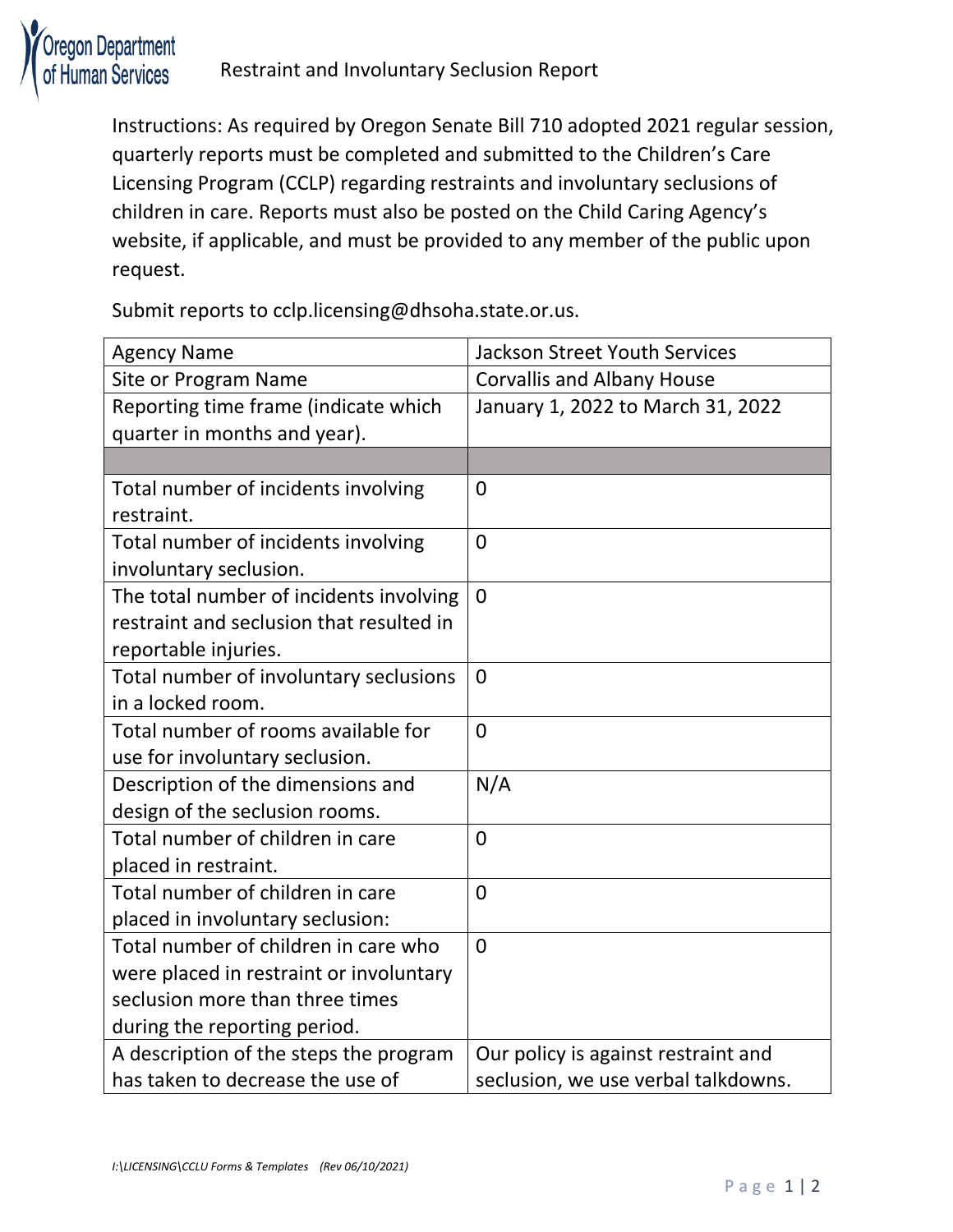Oregon Department of Human Services

# Restraint and Involuntary Seclusion Report

Instructions: As required by Oregon Senate Bill 710 adopted 2021 regular session, quarterly reports must be completed and submitted to the Children's Care Licensing Program (CCLP) regarding restraints and involuntary seclusions of children in care. Reports must also be posted on the Child Caring Agency's website, if applicable, and must be provided to any member of the public upon request.

Submit reports to cclp.licensing@dhsoha.state.or.us.

| Agency Name | Jackson Street Youth Services |
|---|---|
| Site or Program Name | Corvallis and Albany House |
| Reporting time frame (indicate which quarter in months and year). | January 1, 2022 to March 31, 2022 |
| | |
| Total number of incidents involving restraint. | 0 |
| Total number of incidents involving involuntary seclusion. | 0 |
| The total number of incidents involving restraint and seclusion that resulted in reportable injuries. | 0 |
| Total number of involuntary seclusions in a locked room. | 0 |
| Total number of rooms available for use for involuntary seclusion. | 0 |
| Description of the dimensions and design of the seclusion rooms. | N/A |
| Total number of children in care placed in restraint. | 0 |
| Total number of children in care placed in involuntary seclusion: | 0 |
| Total number of children in care who were placed in restraint or involuntary seclusion more than three times during the reporting period. | 0 |
| A description of the steps the program has taken to decrease the use of | Our policy is against restraint and seclusion, we use verbal talkdowns. |

*I:\LICENSING\CCLU Forms & Templates (Rev 06/10/2021)*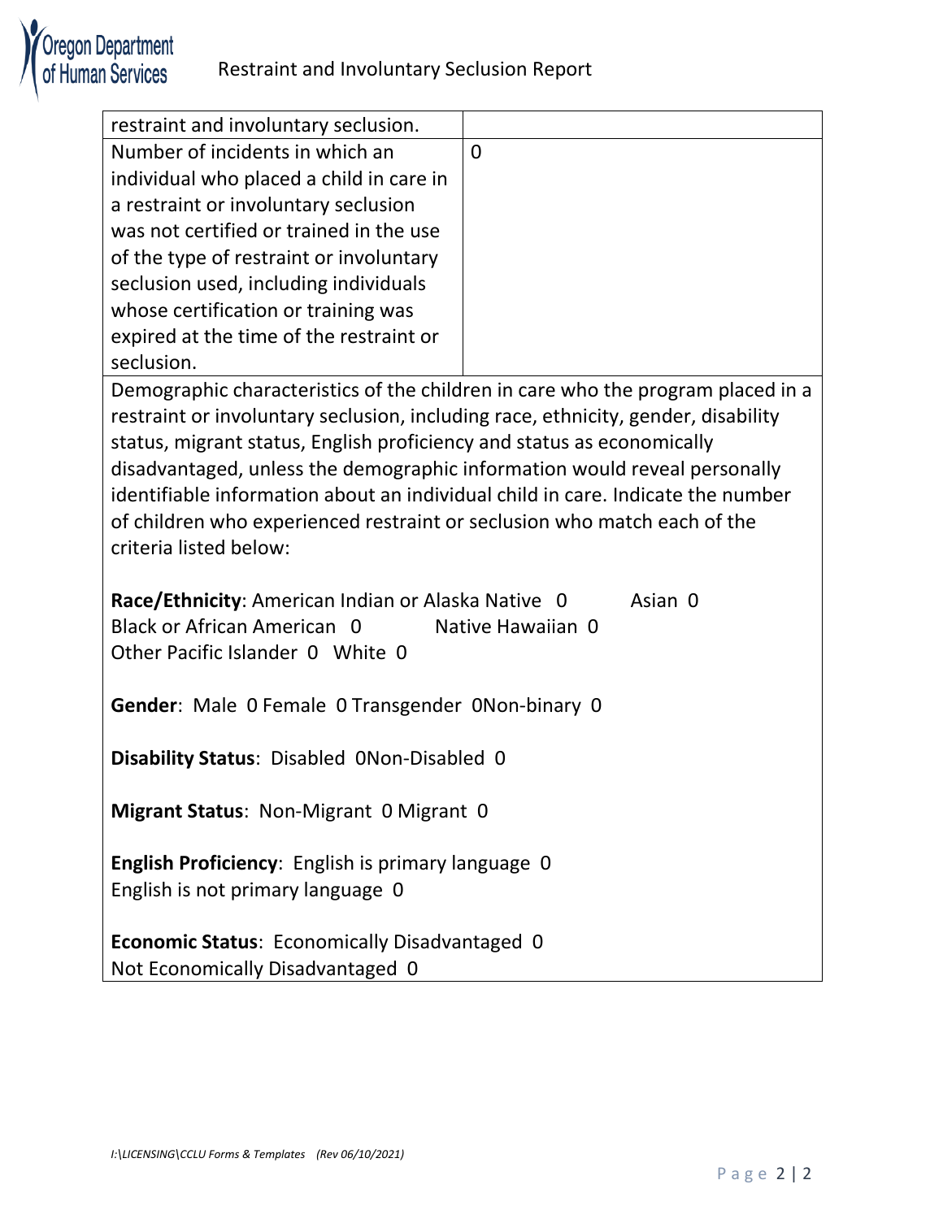| | |
|---|---|
| restraint and involuntary seclusion. | |
| Number of incidents in which an individual who placed a child in care in a restraint or involuntary seclusion was not certified or trained in the use of the type of restraint or involuntary seclusion used, including individuals whose certification or training was expired at the time of the restraint or seclusion. | 0 |

Demographic characteristics of the children in care who the program placed in a restraint or involuntary seclusion, including race, ethnicity, gender, disability status, migrant status, English proficiency and status as economically disadvantaged, unless the demographic information would reveal personally identifiable information about an individual child in care. Indicate the number of children who experienced restraint or seclusion who match each of the criteria listed below:

**Race/Ethnicity**: American Indian or Alaska Native 0 Asian 0
Black or African American 0 Native Hawaiian 0
Other Pacific Islander 0 White 0

**Gender**: Male 0 Female 0 Transgender 0Non-binary 0

**Disability Status**: Disabled 0Non-Disabled 0

**Migrant Status**: Non-Migrant 0 Migrant 0

**English Proficiency**: English is primary language 0
English is not primary language 0

**Economic Status**: Economically Disadvantaged 0
Not Economically Disadvantaged 0

*I:\LICENSING\CCLU Forms & Templates (Rev 06/10/2021)*